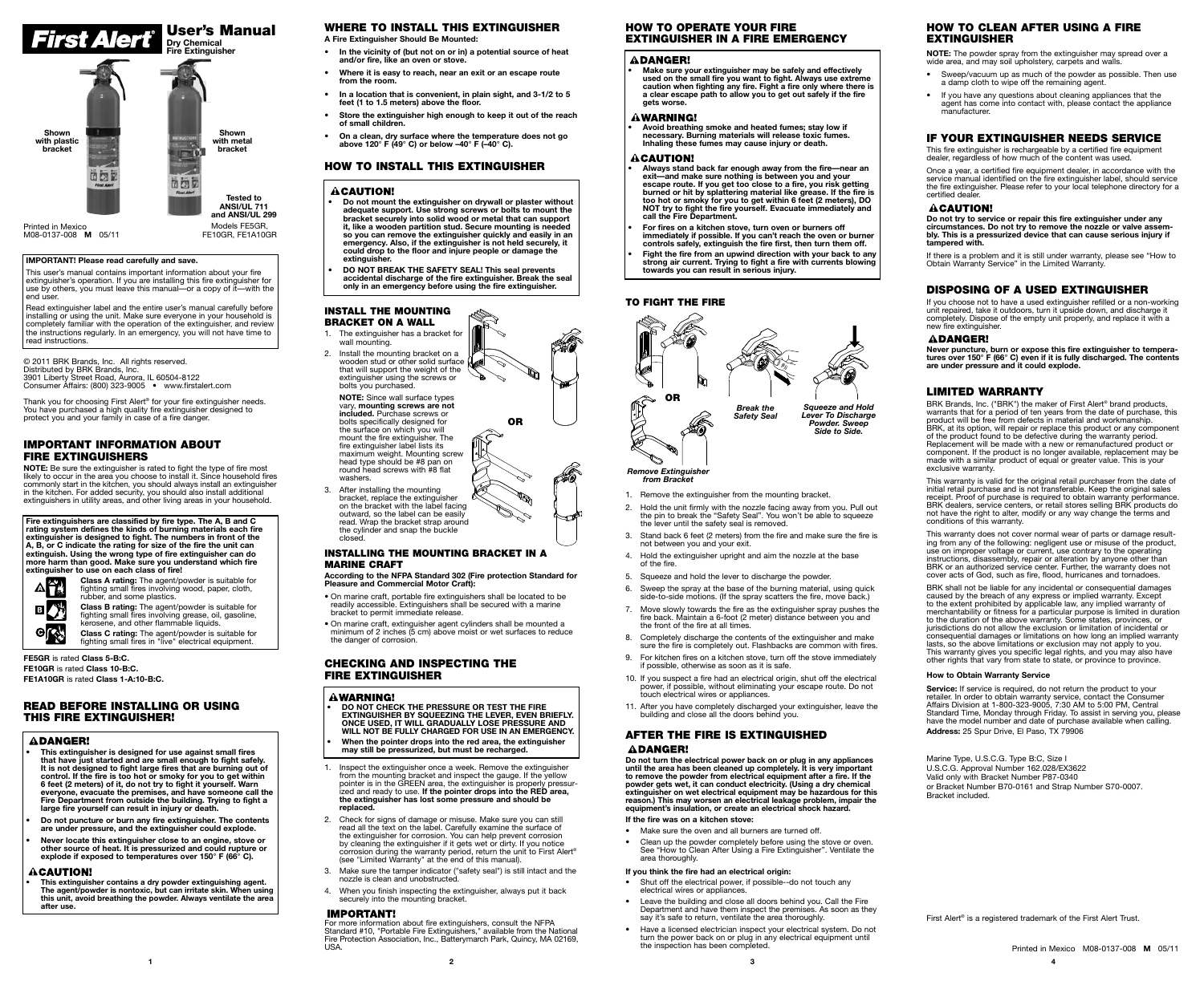

#### **IMPORTANT! Please read carefully and save.**

This user's manual contains important information about your fire extinguisher's operation. If you are installing this fire extinguisher for use by others, you must leave this manual—or a copy of it—with the end user

Read extinguisher label and the entire user's manual carefully before installing or using the unit. Make sure everyone in your household is completely familiar with the operation of the extinguisher, and review the instructions regularly. In an emergency, you will not have time to read instructions.

© 2011 BRK Brands, Inc. All rights reserved. Distributed by BRK Brands, Inc. 3901 Liberty Street Road, Aurora, IL 60504-8122 Consumer Affairs: (800) 323-9005 • www.firstalert.com

Thank you for choosing First Alert® for your fire extinguisher needs. You have purchased a high quality fire extinguisher designed to protect you and your family in case of a fire danger.

#### **IMPORTANT INFORMATION ABOUT FIRE EXTINGUISHERS**

**NOTE:** Be sure the extinguisher is rated to fight the type of fire most likely to occur in the area you choose to install it. Since household fires commonly start in the kitchen, you should always install an extinguisher in the kitchen. For added security, you should also install additional extinguishers in utility areas, and other living areas in your household.

Fire extinguishers are classified by fire type. The A, B and C<br>rating system defines the kinds of burning materials each fire<br>extinguisher is designed to fight. The numbers in front of the<br>A, B, or C indicate the rating fo **extinguish. Using the wrong type of fire extinguisher can do more harm than good. Make sure you understand which fire extinguisher to use on each class of fire!**

AFA B

 $\bullet$ 

fighting small fires involving wood, paper, cloth, rubber, and some plastics. **Class B rating:** The agent/powder is suitable for fighting small fires involving grease, oil, gasoline, kerosene, and other flammable liquids.

**Class A rating:** The agent/powder is suitable for

**Class C rating:** The agent/powder is suitable for fighting small fires in "live" electrical equipment.

**FE5GR** is rated **Class 5-B:C. FE10GR** is rated **Class 10-B:C. FE1A10GR** is rated **Class 1-A:10-B:C.**

## **READ BEFORE INSTALLING OR USING THIS FIRE EXTINGUISHER!**

## **ADANGER!**

- **• This extinguisher is designed for use against small fires that have just started and are small enough to fight safely. It is not designed to fight large fires that are burning out of control. If the fire is too hot or smoky for you to get within 6 feet (2 meters) of it, do not try to fight it yourself. Warn everyone, evacuate the premises, and have someone call the Fire Department from outside the building. Trying to fight a large fire yourself can result in injury or death.**
- **Do not puncture or burn any fire extinguisher. The contents are under pressure, and the extinguisher could explode.**
- **Never locate this extinguisher close to an engine, stove or other source of heat. It is pressurized and could rupture or explode if exposed to temperatures over 150° F (66° C).**

## **ACAUTION!**

**• This extinguisher contains a dry powder extinguishing agent. The agent/powder is nontoxic, but can irritate skin. When using this unit, avoid breathing the powder. Always ventilate the area after use.**

#### **WHERE TO INSTALL THIS EXTINGUISHER A Fire Extinguisher Should Be Mounted:**

- **• In the vicinity of (but not on or in) a potential source of heat and/or fire, like an oven or stove.**
- **• Where it is easy to reach, near an exit or an escape route from the room.**
- **• In a location that is convenient, in plain sight, and 3-1/2 to 5 feet (1 to 1.5 meters) above the floor.**
- **• Store the extinguisher high enough to keep it out of the reach of small children.**
- **• On a clean, dry surface where the temperature does not go above 120° F (49° C) or below –40° F (–40° C).**

#### **HOW TO INSTALL THIS EXTINGUISHER**

#### **ACAUTION!**

**INSTALL THE MOUNTING BRACKET ON A WALL**

- **• Do not mount the extinguisher on drywall or plaster without adequate support. Use strong screws or bolts to mount the bracket securely into solid wood or metal that can support it, like a wooden partition stud. Secure mounting is needed so you can remove the extinguisher quickly and easily in an emergency. Also, if the extinguisher is not held securely, it could drop to the floor and injure people or damage the extinguisher.**
- **• DO NOT BREAK THE SAFETY SEAL! This seal prevents accidental discharge of the fire extinguisher. Break the seal only in an emergency before using the fire extinguisher.**
- 1. The extinguisher has a bracket for wall mounting. 2. Install the mounting bracket on a wooden stud or other solid surface that will support the weight of the extinguisher using the screws or bolts you purchased. **NOTE:** Since wall surface types vary, **mounting screws are not included.** Purchase screws or bolts specifically designed for the surface on which you will mount the fire extinguisher. The fire extinguisher label lists its maximum weight. Mounting screw head type should be #8 pan on round head screws with #8 flat washers. 3. After installing the mounting bracket, replace the extinguisher<br>on the bracket with the label facing outward, so the label can be easily read. Wrap the bracket strap around the cylinder and snap the buckle closed. **OR**

#### **INSTALLING THE MOUNTING BRACKET IN A MARINE CRAFT**

#### **According to the NFPA Standard 302 (Fire protection Standard for Pleasure and Commercial Motor Craft):**

- On marine craft, portable fire extinguishers shall be located to be readily accessible. Extinguishers shall be secured with a marine bracket to permit immediate release.
- On marine craft, extinguisher agent cylinders shall be mounted a minimum of 2 inches (5 cm) above moist or wet surfaces to reduce the danger of corrosion.

## **CHECKING AND INSPECTING THE FIRE EXTINGUISHER**

#### **AWARNING!**

- **• DO NOT CHECK THE PRESSURE OR TEST THE FIRE EXTINGUISHER BY SQUEEZING THE LEVER, EVEN BRIEFLY. ONCE USED, IT WILL GRADUALLY LOSE PRESSURE AND WILL NOT BE FULLY CHARGED FOR USE IN AN EMERGENCY.**
- **When the pointer drops into the red area, the extinguisher may still be pressurized, but must be recharged.**
- 1. Inspect the extinguisher once a week. Remove the extinguisher from the mounting bracket and inspect the gauge. If the yellow pointer is in the GREEN area, the extinguisher is properly pressur-ized and ready to use. **If the pointer drops into the RED area, the extinguisher has lost some pressure and should be replaced.**
- 2. Check for signs of damage or misuse. Make sure you can still read all the text on the label. Carefully examine the surface of the extinguisher for corrosion. You can help prevent corrosion<br>by cleaning the extinguisher if it gets wet or dirty. If you notice<br>corrosion during the warranty period, return the unit to First Alert®<br>(see "Limited Warrant
- 3. Make sure the tamper indicator ("safety seal") is still intact and the nozzle is clean and unobstructed.
- 4. When you finish inspecting the extinguisher, always put it back securely into the mounting bracket.

#### **IMPORTANT!**

For more information about fire extinguishers, consult the NFPA Standard #10, "Portable Fire Extinguishers," available from the National Fire Protection Association, Inc., Batterymarch Park, Quincy, MA 02169, USA.

# **HOW TO OPERATE YOUR FIRE EXTINGUISHER IN A FIRE EMERGENCY**

#### **ADANGER!**

**• Make sure your extinguisher may be safely and effectively used on the small fire you want to fight. Always use extreme caution when fighting any fire. Fight a fire only where there is a clear escape path to allow you to get out safely if the fire gets worse.**

# **AWARNING!**

**• Avoid breathing smoke and heated fumes; stay low if necessary. Burning materials will release toxic fumes. Inhaling these fumes may cause injury or death.**

#### **ACAUTION!**

- Always stand back far enough away from the fire—near an exit—and make sure nothing is between you and your descape route. If you get too close to a fire, you risk getting burned or hit by splattering material like grease **call the Fire Department.**
- **• For fires on a kitchen stove, turn oven or burners off immediately if possible. If you can't reach the oven or burner controls safely, extinguish the fire first, then turn them off.**
- **Fight the fire from an upwind direction with your back to any strong air current. Trying to fight a fire with currents blowing towards you can result in serious injury.**

## **TO FIGHT THE FIRE**



- 1. Remove the extinguisher from the mounting bracket.
- 2. Hold the unit firmly with the nozzle facing away from you. Pull out the pin to break the "Safety Seal". You won't be able to squeeze the lever until the safety seal is removed.
- 3. Stand back 6 feet (2 meters) from the fire and make sure the fire is not between you and your exit.
- 4. Hold the extinguisher upright and aim the nozzle at the base of the fire.
- 5. Squeeze and hold the lever to discharge the powder.
- 6. Sweep the spray at the base of the burning material, using quick side-to-side motions. (If the spray scatters the fire, move back.)
- 7. Move slowly towards the fire as the extinguisher spray pushes the fire back. Maintain a 6-foot (2 meter) distance between you and the front of the fire at all times.
- 8. Completely discharge the contents of the extinguisher and make sure the fire is completely out. Flashbacks are common with fires.
- 9. For kitchen fires on a kitchen stove, turn off the stove immediately if interior mee on a nitement etere, tam t
- 10. If you suspect a fire had an electrical origin, shut off the electrical power, if possible, without eliminating your escape route. Do not touch electrical wires or appliances.
- 11. After you have completely discharged your extinguisher, leave the building and close all the doors behind you.

## **AFTER THE FIRE IS EXTINGUISHED ADANGER!**

**Do not turn the electrical power back on or plug in any appliances until the area has been cleaned up completely. It is very important to remove the powder from electrical equipment after a fire. If the powder gets wet, it can conduct electricity. (Using a dry chemical extinguisher on wet electrical equipment may be hazardous for this reason.) This may worsen an electrical leakage problem, impair the equipment's insulation, or create an electrical shock hazard.**

# **If the fire was on a kitchen stove:**

- Make sure the oven and all burners are turned off.
- Clean up the powder completely before using the stove or oven. See "How to Clean After Using a Fire Extinguisher". Ventilate the area thoroughly.

#### **If you think the fire had an electrical origin:**

- Shut off the electrical power, if possible--do not touch any electrical wires or appliances.
- Leave the building and close all doors behind you. Call the Fire Department and have them inspect the premises. As soon as they say it's safe to return, ventilate the area thoroughly.
- Have a licensed electrician inspect your electrical system. Do not turn the power back on or plug in any electrical equipment until the inspection has been completed.

# **HOW TO CLEAN AFTER USING A FIRE EXTINGUISHER**

**NOTE:** The powder spray from the extinguisher may spread over a wide area, and may soil upholstery, carpets and walls.

- Sweep/vacuum up as much of the powder as possible. Then use a damp cloth to wipe off the remaining agent.
- If you have any questions about cleaning appliances that the agent has come into contact with, please contact the appliance manufacturer.

# **IF YOUR EXTINGUISHER NEEDS SERVICE**

This fire extinguisher is rechargeable by a certified fire equipment dealer, regardless of how much of the content was used.

Once a year, a certified fire equipment dealer, in accordance with the service manual identified on the fire extinguisher label, should service the fire extinguisher. Please refer to your local telephone directory for a certified dealer.

## **ACAUTION!**

**Do not try to service or repair this fire extinguisher under any circumstances. Do not try to remove the nozzle or valve assembly. This is a pressurized device that can cause serious injury if tampered with.**

If there is a problem and it is still under warranty, please see "How to Obtain Warranty Service" in the Limited Warranty.

## **DISPOSING OF A USED EXTINGUISHER**

If you choose not to have a used extinguisher refilled or a non-working unit repaired, take it outdoors, turn it upside down, and discharge it completely. Dispose of the empty unit properly, and replace it with a new fire extinguisher.

## **ADANGER!**

**Never puncture, burn or expose this fire extinguisher to tempera-tures over 150° F (66° C) even if it is fully discharged. The contents are under pressure and it could explode.**

**LIMITED WARRANTY**<br>BRK Brands. Inc. ("BRK") the maker of First Alert® brand products. BRK Brands, Inc. ("BRK") are maker of First Alert® brand products, warrants that for a period of ten years from the date of purchase, this product will be free from defects in material and workmanship. BRK, at its option, will repair or replace this product or any component of the product found to be defective during the warranty period. Replacement will be made with a new or remanufactured product or component. If the product is no longer available, replacement may be made with a similar product of equal or greater value. This is your exclusive warranty.

This warranty is valid for the original retail purchaser from the date of initial retail purchase and is not transferable. Keep the original sales receipt. Proof of purchase is required to obtain warranty performance. BRK dealers, service centers, or retail stores selling BRK products do not have the right to alter, modify or any way change the terms and conditions of this warranty.

This warranty does not cover normal wear of parts or damage resulting from any of the following: negligent use or misuse of the product, use on improper voltage or current, use contrary to the operating instructions, disassembly, repair or alteration by anyone other than BRK or an authorized service center. Further, the warranty does not cover acts of God, such as fire, flood, hurricanes and tornadoes.

BRK shall not be liable for any incidental or consequential damages caused by the breach of any express or implied warranty. Except to the extent prohibited by applicable law, any implied warranty of merchantability or fitness for a particular purpose is limited in duration to the duration of the above warranty. Some states, provinces, or jurisdictions do not allow the exclusion or limitation of incidental or consequential damages or limitations on how long an implied warranty lasts, so the above limitations or exclusion may not apply to you. This warranty gives you specific legal rights, and you may also have other rights that vary from state to state, or province to province.

#### **How to Obtain Warranty Service**

Service: If service is required, do not return the product to your retailer. In order to obtain warranty service, contact the Consumer<br>Affairs Division at 1-800-323-9005, 7:30 AM to 5:00 PM, Central<br>Standard Time, Monday through Friday. To assist in serving you, please have the model number and date of purchase available when calling. **Address:** 25 Spur Drive, El Paso, TX 79906

Marine Type, U.S.C.G. Type B:C, Size I U.S.C.G. Approval Number 162.028/EX3622 Valid only with Bracket Number P87-0340 or Bracket Number B70-0161 and Strap Number S70-0007. Bracket included.

First Alert® is a registered trademark of the First Alert Trust.